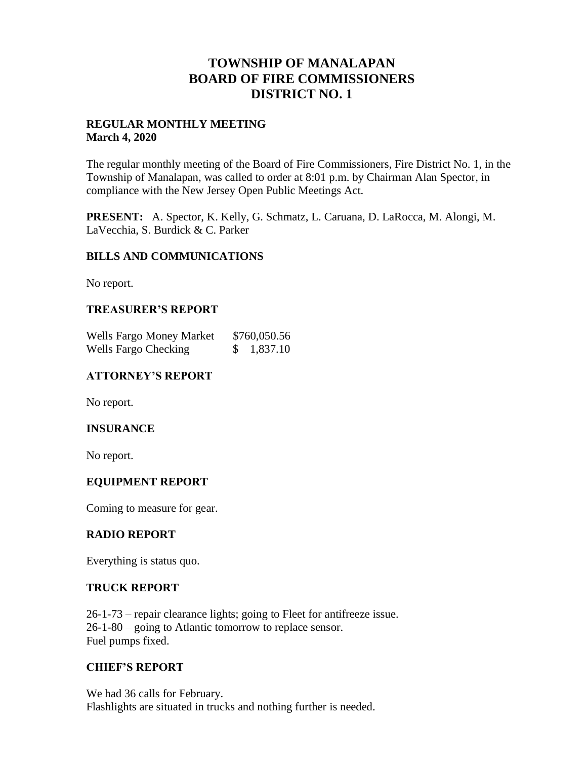# TOWNSHIP OF MANALAPAN
# BOARD OF FIRE COMMISSIONERS
# DISTRICT NO. 1

**REGULAR MONTHLY MEETING**
**March 4, 2020**

The regular monthly meeting of the Board of Fire Commissioners, Fire District No. 1, in the Township of Manalapan, was called to order at 8:01 p.m. by Chairman Alan Spector, in compliance with the New Jersey Open Public Meetings Act.

**PRESENT:** A. Spector, K. Kelly, G. Schmatz, L. Caruana, D. LaRocca, M. Alongi, M. LaVecchia, S. Burdick & C. Parker

## BILLS AND COMMUNICATIONS

No report.

## TREASURER'S REPORT

| | |
|---|---|
| Wells Fargo Money Market | $760,050.56 |
| Wells Fargo Checking | $ 1,837.10 |

## ATTORNEY'S REPORT

No report.

## INSURANCE

No report.

## EQUIPMENT REPORT

Coming to measure for gear.

## RADIO REPORT

Everything is status quo.

## TRUCK REPORT

26-1-73 – repair clearance lights; going to Fleet for antifreeze issue.
26-1-80 – going to Atlantic tomorrow to replace sensor.
Fuel pumps fixed.

## CHIEF'S REPORT

We had 36 calls for February.
Flashlights are situated in trucks and nothing further is needed.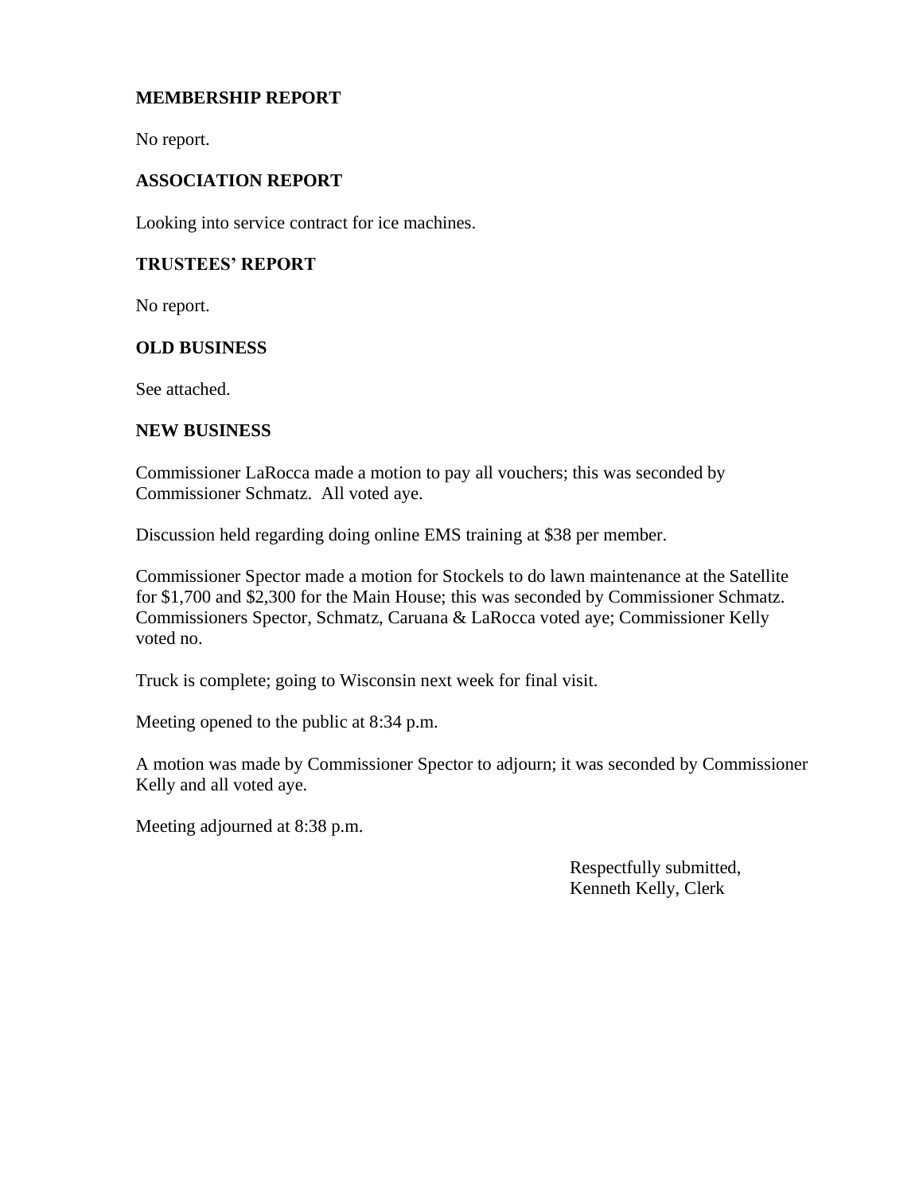## MEMBERSHIP REPORT

No report.

## ASSOCIATION REPORT

Looking into service contract for ice machines.

## TRUSTEES' REPORT

No report.

## OLD BUSINESS

See attached.

## NEW BUSINESS

Commissioner LaRocca made a motion to pay all vouchers; this was seconded by Commissioner Schmatz. All voted aye.

Discussion held regarding doing online EMS training at $38 per member.

Commissioner Spector made a motion for Stockels to do lawn maintenance at the Satellite for $1,700 and $2,300 for the Main House; this was seconded by Commissioner Schmatz. Commissioners Spector, Schmatz, Caruana & LaRocca voted aye; Commissioner Kelly voted no.

Truck is complete; going to Wisconsin next week for final visit.

Meeting opened to the public at 8:34 p.m.

A motion was made by Commissioner Spector to adjourn; it was seconded by Commissioner Kelly and all voted aye.

Meeting adjourned at 8:38 p.m.

Respectfully submitted,
Kenneth Kelly, Clerk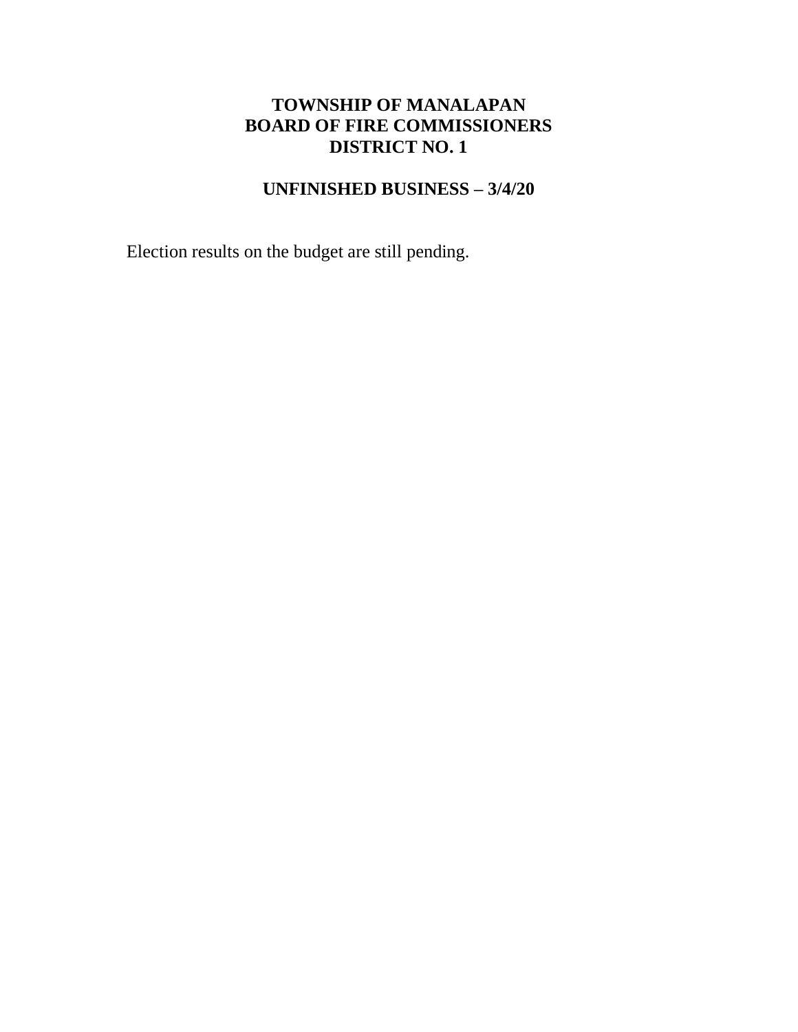# TOWNSHIP OF MANALAPAN
# BOARD OF FIRE COMMISSIONERS
# DISTRICT NO. 1

## UNFINISHED BUSINESS – 3/4/20

Election results on the budget are still pending.